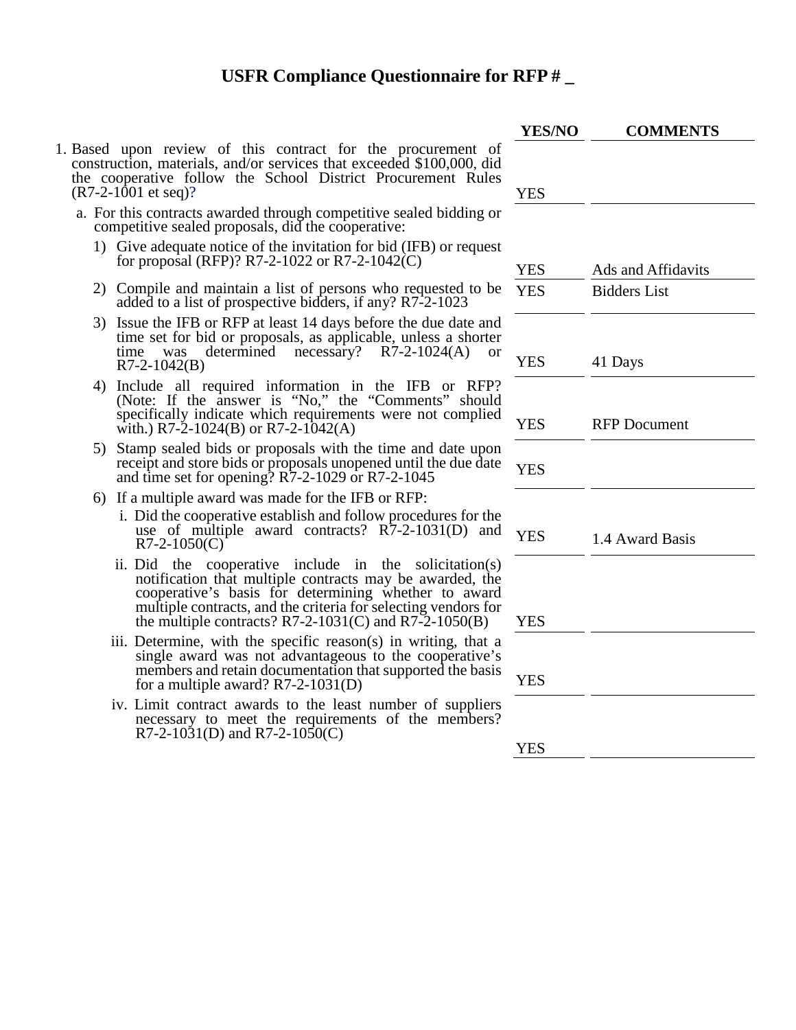# USFR Compliance Questionnaire for RFP # _

| | YES/NO | COMMENTS |
|---|---|---|
| 1. Based upon review of this contract for the procurement of construction, materials, and/or services that exceeded $100,000, did the cooperative follow the School District Procurement Rules (R7-2-1001 et seq)? | YES | |
| a. For this contracts awarded through competitive sealed bidding or competitive sealed proposals, did the cooperative: | | |
| 1) Give adequate notice of the invitation for bid (IFB) or request for proposal (RFP)? R7-2-1022 or R7-2-1042(C) | YES | Ads and Affidavits |
| 2) Compile and maintain a list of persons who requested to be added to a list of prospective bidders, if any? R7-2-1023 | YES | Bidders List |
| 3) Issue the IFB or RFP at least 14 days before the due date and time set for bid or proposals, as applicable, unless a shorter time was determined necessary? R7-2-1024(A) or R7-2-1042(B) | YES | 41 Days |
| 4) Include all required information in the IFB or RFP? (Note: If the answer is "No," the "Comments" should specifically indicate which requirements were not complied with.) R7-2-1024(B) or R7-2-1042(A) | YES | RFP Document |
| 5) Stamp sealed bids or proposals with the time and date upon receipt and store bids or proposals unopened until the due date and time set for opening? R7-2-1029 or R7-2-1045 | YES | |
| 6) If a multiple award was made for the IFB or RFP: | | |
| i. Did the cooperative establish and follow procedures for the use of multiple award contracts? R7-2-1031(D) and R7-2-1050(C) | YES | 1.4 Award Basis |
| ii. Did the cooperative include in the solicitation(s) notification that multiple contracts may be awarded, the cooperative's basis for determining whether to award multiple contracts, and the criteria for selecting vendors for the multiple contracts? R7-2-1031(C) and R7-2-1050(B) | YES | |
| iii. Determine, with the specific reason(s) in writing, that a single award was not advantageous to the cooperative's members and retain documentation that supported the basis for a multiple award? R7-2-1031(D) | YES | |
| iv. Limit contract awards to the least number of suppliers necessary to meet the requirements of the members? R7-2-1031(D) and R7-2-1050(C) | YES | |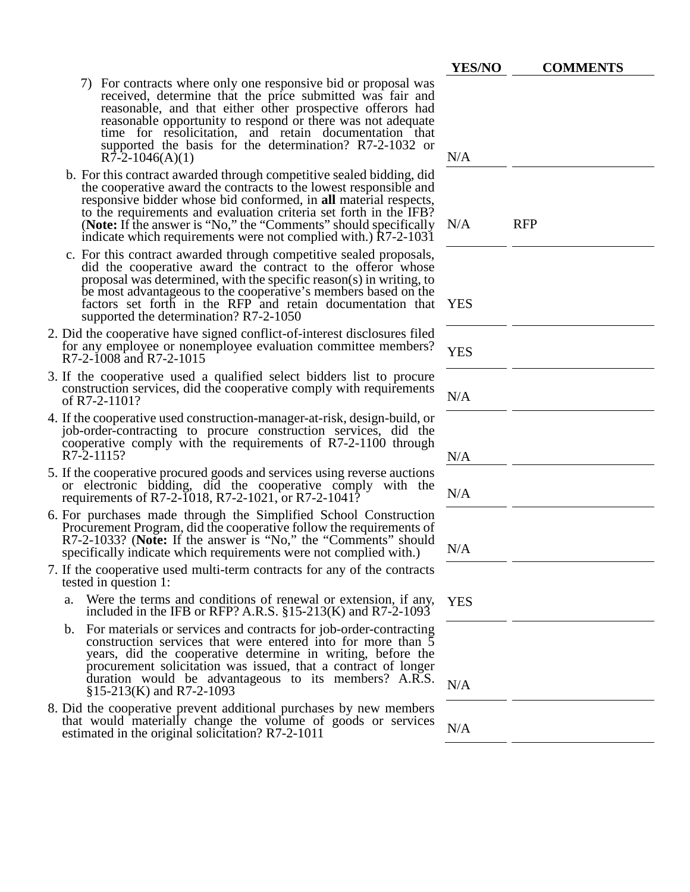| | YES/NO | COMMENTS |
|---|---|---|
| 7) For contracts where only one responsive bid or proposal was received, determine that the price submitted was fair and reasonable, and that either other prospective offerors had reasonable opportunity to respond or there was not adequate time for resolicitation, and retain documentation that supported the basis for the determination? R7-2-1032 or R7-2-1046(A)(1) | N/A | |
| b. For this contract awarded through competitive sealed bidding, did the cooperative award the contracts to the lowest responsible and responsive bidder whose bid conformed, in **all** material respects, to the requirements and evaluation criteria set forth in the IFB? (**Note:** If the answer is "No," the "Comments" should specifically indicate which requirements were not complied with.) R7-2-1031 | N/A | RFP |
| c. For this contract awarded through competitive sealed proposals, did the cooperative award the contract to the offeror whose proposal was determined, with the specific reason(s) in writing, to be most advantageous to the cooperative's members based on the factors set forth in the RFP and retain documentation that supported the determination? R7-2-1050 | YES | |
| 2. Did the cooperative have signed conflict-of-interest disclosures filed for any employee or nonemployee evaluation committee members? R7-2-1008 and R7-2-1015 | YES | |
| 3. If the cooperative used a qualified select bidders list to procure construction services, did the cooperative comply with requirements of R7-2-1101? | N/A | |
| 4. If the cooperative used construction-manager-at-risk, design-build, or job-order-contracting to procure construction services, did the cooperative comply with the requirements of R7-2-1100 through R7-2-1115? | N/A | |
| 5. If the cooperative procured goods and services using reverse auctions or electronic bidding, did the cooperative comply with the requirements of R7-2-1018, R7-2-1021, or R7-2-1041? | N/A | |
| 6. For purchases made through the Simplified School Construction Procurement Program, did the cooperative follow the requirements of R7-2-1033? (**Note:** If the answer is "No," the "Comments" should specifically indicate which requirements were not complied with.) | N/A | |
| 7. If the cooperative used multi-term contracts for any of the contracts tested in question 1: | | |
| a. Were the terms and conditions of renewal or extension, if any, included in the IFB or RFP? A.R.S. §15-213(K) and R7-2-1093 | YES | |
| b. For materials or services and contracts for job-order-contracting construction services that were entered into for more than 5 years, did the cooperative determine in writing, before the procurement solicitation was issued, that a contract of longer duration would be advantageous to its members? A.R.S. §15-213(K) and R7-2-1093 | N/A | |
| 8. Did the cooperative prevent additional purchases by new members that would materially change the volume of goods or services estimated in the original solicitation? R7-2-1011 | N/A | |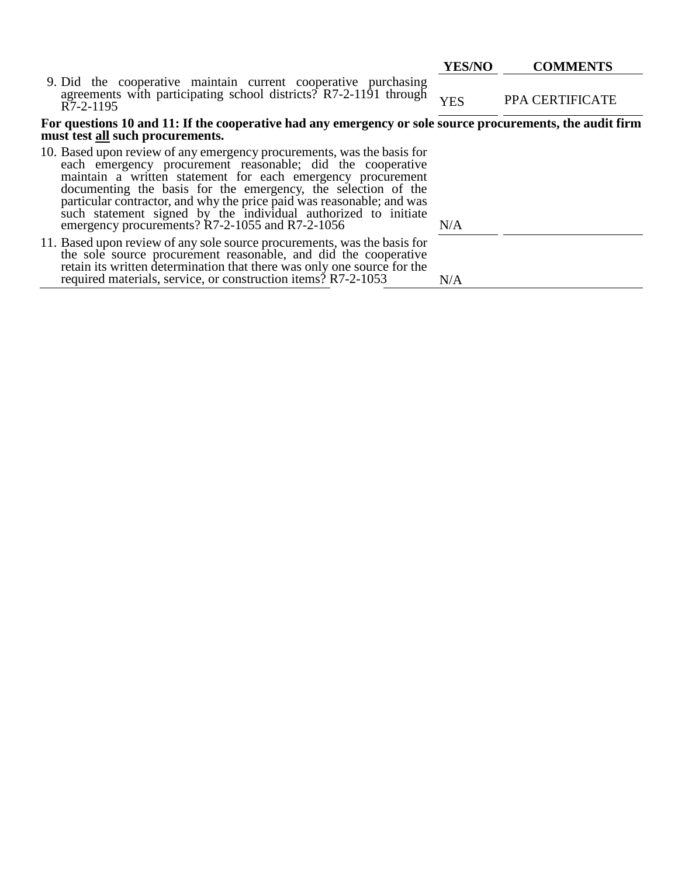| | YES/NO | COMMENTS |
|---|---|---|
| 9. Did the cooperative maintain current cooperative purchasing agreements with participating school districts? R7-2-1191 through R7-2-1195 | YES | PPA CERTIFICATE |

**For questions 10 and 11: If the cooperative had any emergency or sole source procurements, the audit firm must test all such procurements.**

| | YES/NO | COMMENTS |
|---|---|---|
| 10. Based upon review of any emergency procurements, was the basis for each emergency procurement reasonable; did the cooperative maintain a written statement for each emergency procurement documenting the basis for the emergency, the selection of the particular contractor, and why the price paid was reasonable; and was such statement signed by the individual authorized to initiate emergency procurements? R7-2-1055 and R7-2-1056 | N/A | |
| 11. Based upon review of any sole source procurements, was the basis for the sole source procurement reasonable, and did the cooperative retain its written determination that there was only one source for the required materials, service, or construction items? R7-2-1053 | N/A | |